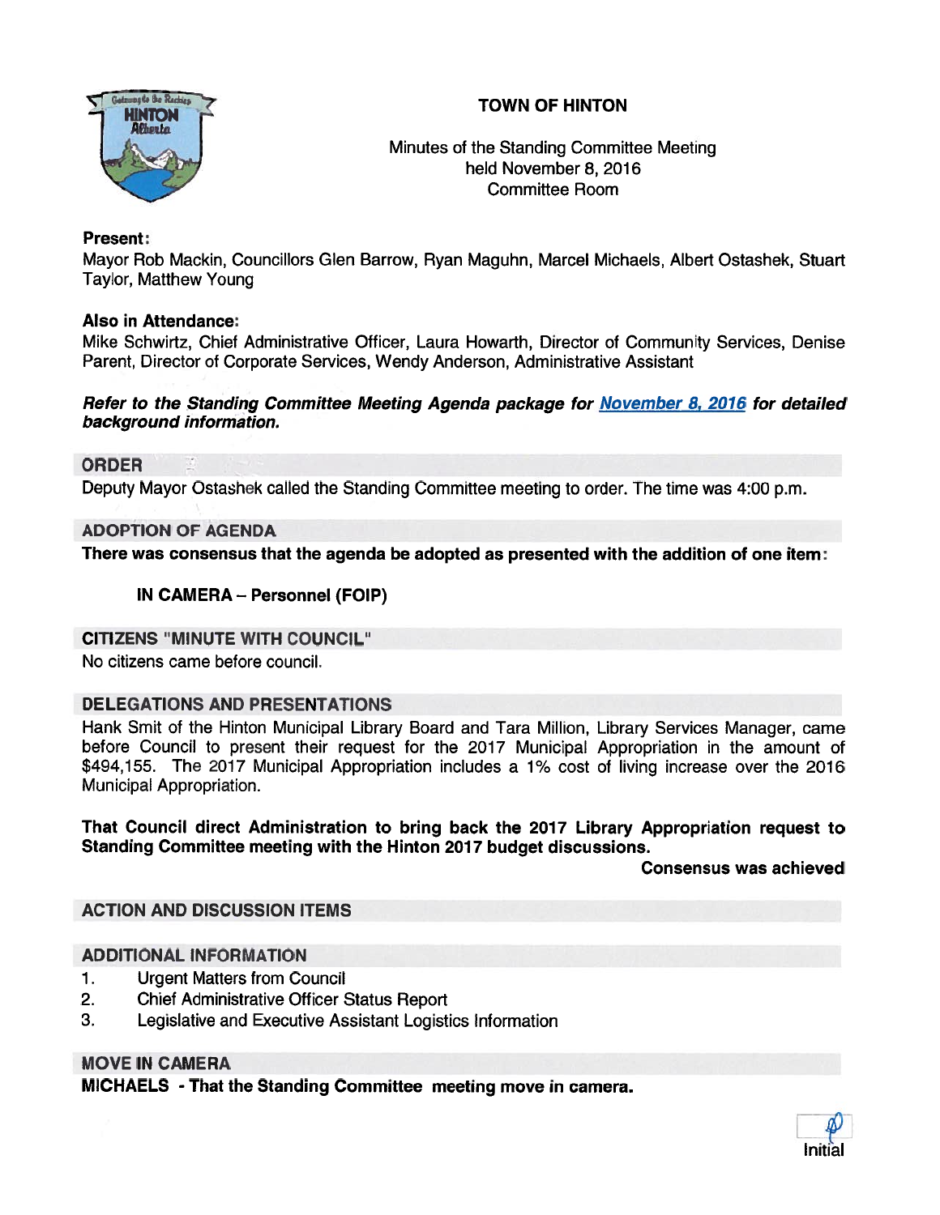# TOWN OF HINTON

Minutes of the Standing Committee Meeting
held November 8, 2016
Committee Room

**Present:**
Mayor Rob Mackin, Councillors Glen Barrow, Ryan Maguhn, Marcel Michaels, Albert Ostashek, Stuart Taylor, Matthew Young

**Also in Attendance:**
Mike Schwirtz, Chief Administrative Officer, Laura Howarth, Director of Community Services, Denise Parent, Director of Corporate Services, Wendy Anderson, Administrative Assistant

***Refer to the Standing Committee Meeting Agenda package for November 8, 2016 for detailed background information.***

## ORDER

Deputy Mayor Ostashek called the Standing Committee meeting to order. The time was 4:00 p.m.

## ADOPTION OF AGENDA

**There was consensus that the agenda be adopted as presented with the addition of one item:**

**IN CAMERA – Personnel (FOIP)**

## CITIZENS "MINUTE WITH COUNCIL"

No citizens came before council.

## DELEGATIONS AND PRESENTATIONS

Hank Smit of the Hinton Municipal Library Board and Tara Million, Library Services Manager, came before Council to present their request for the 2017 Municipal Appropriation in the amount of $494,155. The 2017 Municipal Appropriation includes a 1% cost of living increase over the 2016 Municipal Appropriation.

**That Council direct Administration to bring back the 2017 Library Appropriation request to Standing Committee meeting with the Hinton 2017 budget discussions.**

**Consensus was achieved**

## ACTION AND DISCUSSION ITEMS

## ADDITIONAL INFORMATION

1. Urgent Matters from Council
2. Chief Administrative Officer Status Report
3. Legislative and Executive Assistant Logistics Information

## MOVE IN CAMERA

**MICHAELS - That the Standing Committee meeting move in camera.**

Initial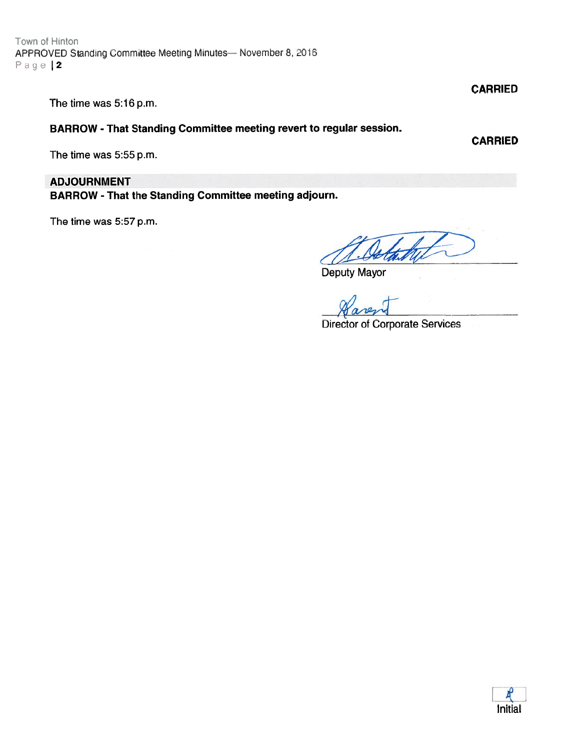**CARRIED**

The time was 5:16 p.m.

**BARROW - That Standing Committee meeting revert to regular session.**

**CARRIED**

The time was 5:55 p.m.

## ADJOURNMENT

**BARROW - That the Standing Committee meeting adjourn.**

The time was 5:57 p.m.

Deputy Mayor

Director of Corporate Services

Initial